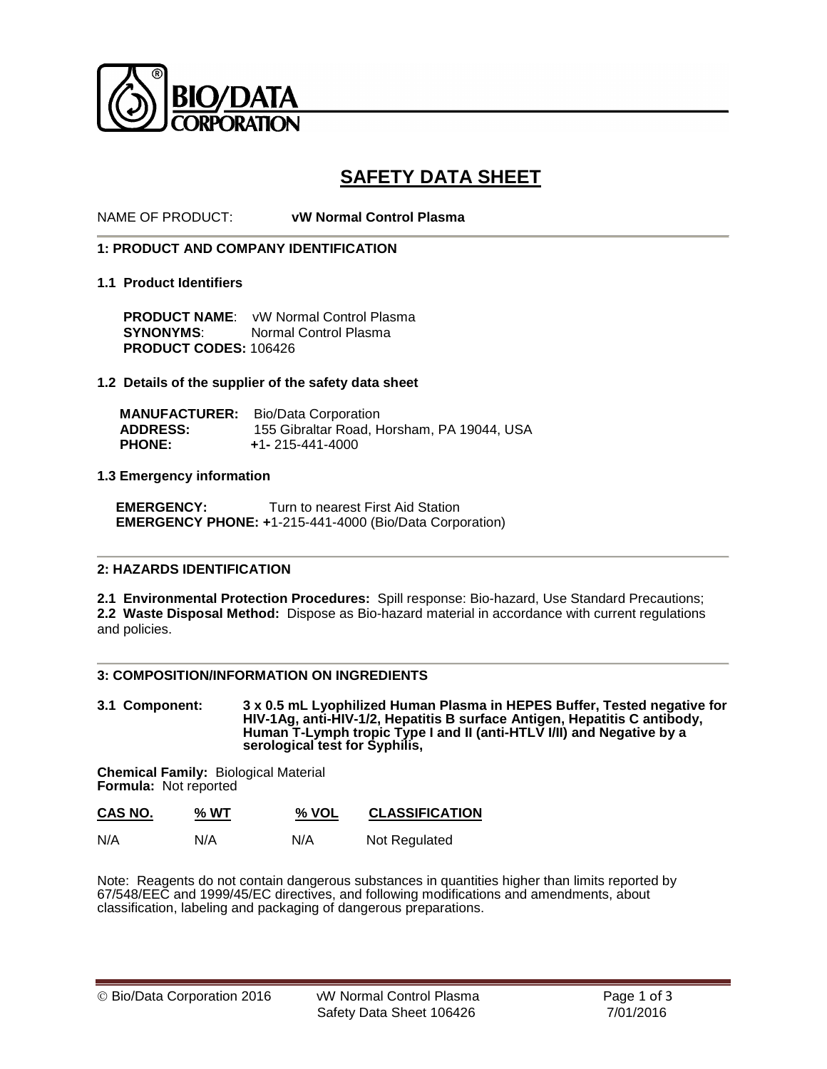BIO/DATA CORPORATION

# SAFETY DATA SHEET

NAME OF PRODUCT: **vW Normal Control Plasma**

## 1: PRODUCT AND COMPANY IDENTIFICATION

### 1.1 Product Identifiers

**PRODUCT NAME**: vW Normal Control Plasma
**SYNONYMS**: Normal Control Plasma
**PRODUCT CODES:** 106426

### 1.2 Details of the supplier of the safety data sheet

**MANUFACTURER:** Bio/Data Corporation
**ADDRESS:** 155 Gibraltar Road, Horsham, PA 19044, USA
**PHONE:** +1- 215-441-4000

### 1.3 Emergency information

**EMERGENCY:** Turn to nearest First Aid Station
**EMERGENCY PHONE:** +1-215-441-4000 (Bio/Data Corporation)

## 2: HAZARDS IDENTIFICATION

**2.1 Environmental Protection Procedures:** Spill response: Bio-hazard, Use Standard Precautions;
**2.2 Waste Disposal Method:** Dispose as Bio-hazard material in accordance with current regulations and policies.

## 3: COMPOSITION/INFORMATION ON INGREDIENTS

**3.1 Component:** **3 x 0.5 mL Lyophilized Human Plasma in HEPES Buffer, Tested negative for HIV-1Ag, anti-HIV-1/2, Hepatitis B surface Antigen, Hepatitis C antibody, Human T-Lymph tropic Type I and II (anti-HTLV I/II) and Negative by a serological test for Syphilis,**

**Chemical Family:** Biological Material
**Formula:** Not reported

| CAS NO. | % WT | % VOL | CLASSIFICATION |
|---|---|---|---|
| N/A | N/A | N/A | Not Regulated |

Note: Reagents do not contain dangerous substances in quantities higher than limits reported by 67/548/EEC and 1999/45/EC directives, and following modifications and amendments, about classification, labeling and packaging of dangerous preparations.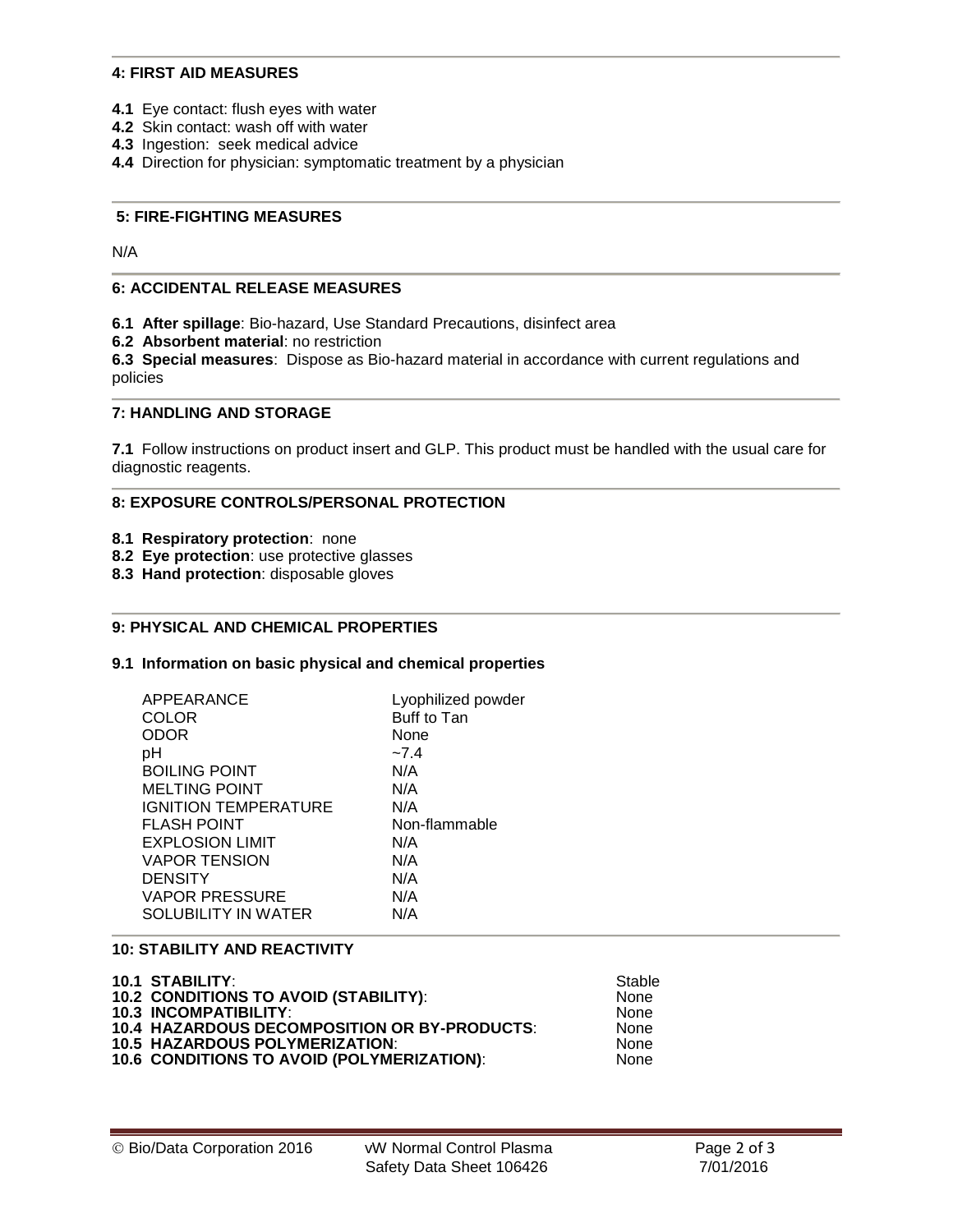## 4: FIRST AID MEASURES

**4.1** Eye contact: flush eyes with water
**4.2** Skin contact: wash off with water
**4.3** Ingestion: seek medical advice
**4.4** Direction for physician: symptomatic treatment by a physician

## 5: FIRE-FIGHTING MEASURES

N/A

## 6: ACCIDENTAL RELEASE MEASURES

**6.1 After spillage**: Bio-hazard, Use Standard Precautions, disinfect area
**6.2 Absorbent material**: no restriction
**6.3 Special measures**: Dispose as Bio-hazard material in accordance with current regulations and policies

## 7: HANDLING AND STORAGE

**7.1** Follow instructions on product insert and GLP. This product must be handled with the usual care for diagnostic reagents.

## 8: EXPOSURE CONTROLS/PERSONAL PROTECTION

**8.1 Respiratory protection**: none
**8.2 Eye protection**: use protective glasses
**8.3 Hand protection**: disposable gloves

## 9: PHYSICAL AND CHEMICAL PROPERTIES

### 9.1 Information on basic physical and chemical properties

| | |
|---|---|
| APPEARANCE | Lyophilized powder |
| COLOR | Buff to Tan |
| ODOR | None |
| pH | ~7.4 |
| BOILING POINT | N/A |
| MELTING POINT | N/A |
| IGNITION TEMPERATURE | N/A |
| FLASH POINT | Non-flammable |
| EXPLOSION LIMIT | N/A |
| VAPOR TENSION | N/A |
| DENSITY | N/A |
| VAPOR PRESSURE | N/A |
| SOLUBILITY IN WATER | N/A |

## 10: STABILITY AND REACTIVITY

| | |
|---|---|
| **10.1 STABILITY**: | Stable |
| **10.2 CONDITIONS TO AVOID (STABILITY)**: | None |
| **10.3 INCOMPATIBILITY**: | None |
| **10.4 HAZARDOUS DECOMPOSITION OR BY-PRODUCTS**: | None |
| **10.5 HAZARDOUS POLYMERIZATION**: | None |
| **10.6 CONDITIONS TO AVOID (POLYMERIZATION)**: | None |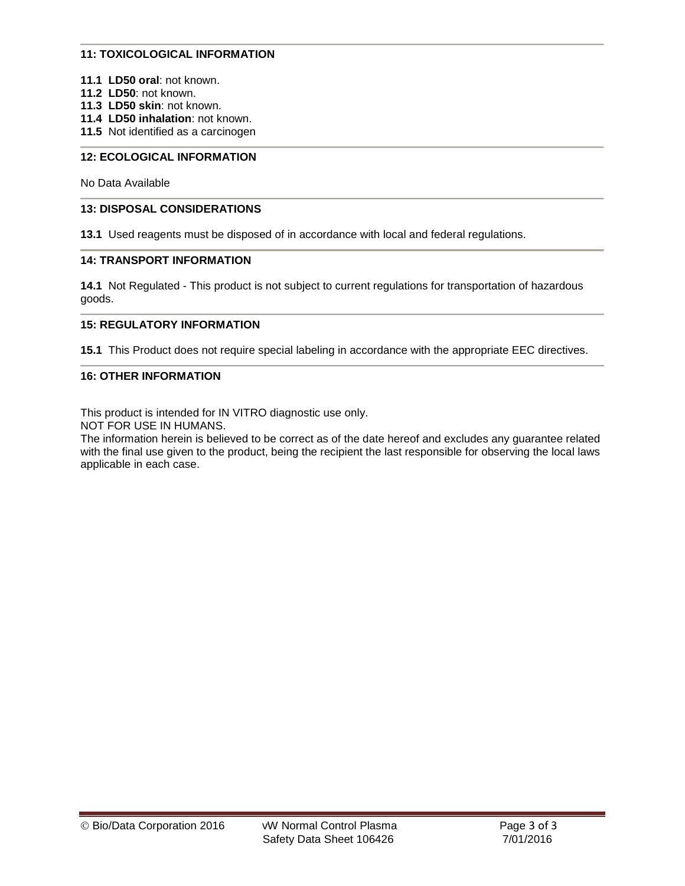## 11: TOXICOLOGICAL INFORMATION

**11.1 LD50 oral**: not known.
**11.2 LD50**: not known.
**11.3 LD50 skin**: not known.
**11.4 LD50 inhalation**: not known.
**11.5** Not identified as a carcinogen

## 12: ECOLOGICAL INFORMATION

No Data Available

## 13: DISPOSAL CONSIDERATIONS

**13.1** Used reagents must be disposed of in accordance with local and federal regulations.

## 14: TRANSPORT INFORMATION

**14.1** Not Regulated - This product is not subject to current regulations for transportation of hazardous goods.

## 15: REGULATORY INFORMATION

**15.1** This Product does not require special labeling in accordance with the appropriate EEC directives.

## 16: OTHER INFORMATION

This product is intended for IN VITRO diagnostic use only.
NOT FOR USE IN HUMANS.
The information herein is believed to be correct as of the date hereof and excludes any guarantee related with the final use given to the product, being the recipient the last responsible for observing the local laws applicable in each case.